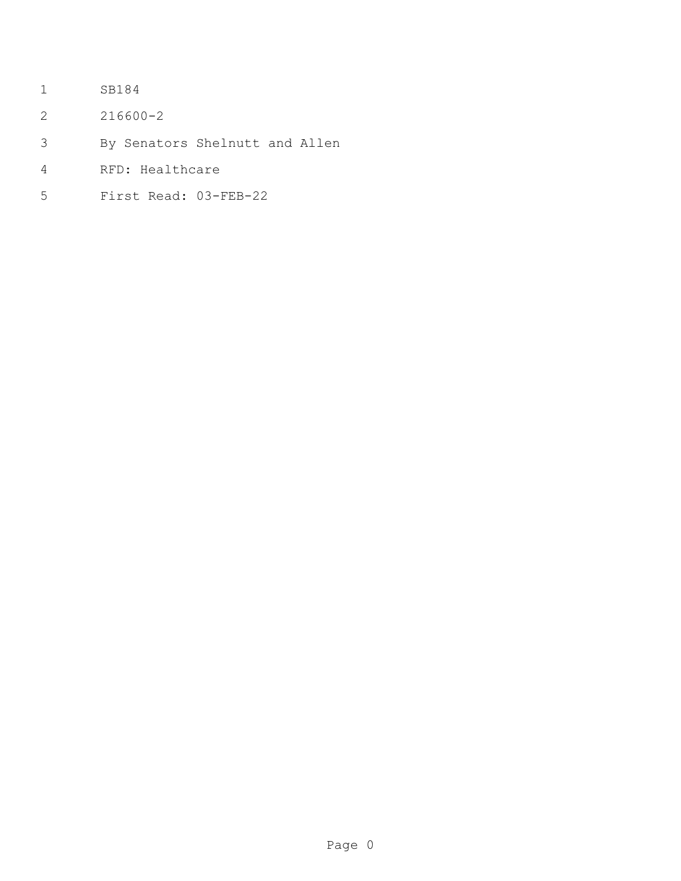SB184

216600-2

By Senators Shelnutt and Allen

RFD: Healthcare

First Read: 03-FEB-22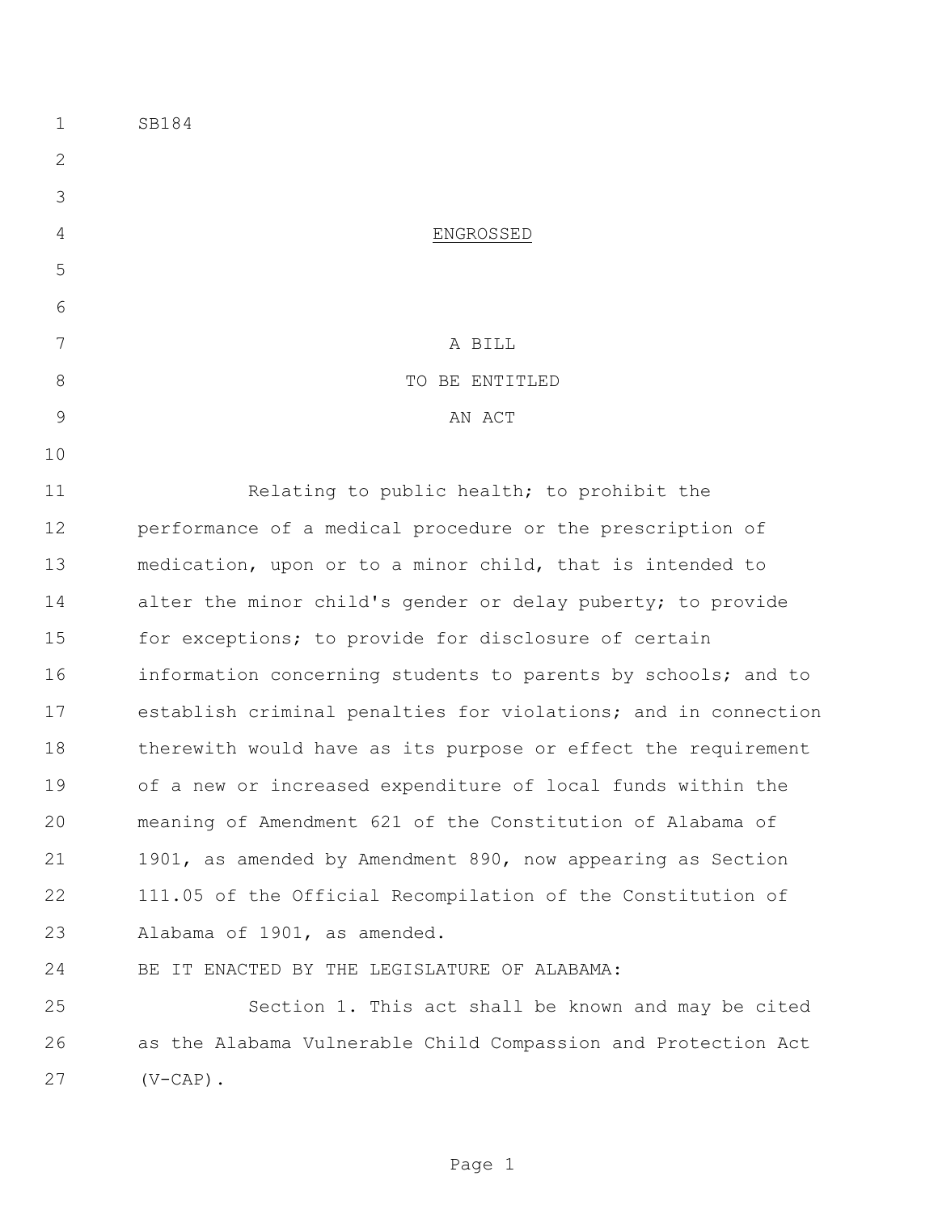SB184

ENGROSSED

A BILL

TO BE ENTITLED

AN ACT

Relating to public health; to prohibit the performance of a medical procedure or the prescription of medication, upon or to a minor child, that is intended to alter the minor child's gender or delay puberty; to provide for exceptions; to provide for disclosure of certain information concerning students to parents by schools; and to establish criminal penalties for violations; and in connection therewith would have as its purpose or effect the requirement of a new or increased expenditure of local funds within the meaning of Amendment 621 of the Constitution of Alabama of 1901, as amended by Amendment 890, now appearing as Section 111.05 of the Official Recompilation of the Constitution of Alabama of 1901, as amended.

BE IT ENACTED BY THE LEGISLATURE OF ALABAMA:

Section 1. This act shall be known and may be cited as the Alabama Vulnerable Child Compassion and Protection Act (V-CAP).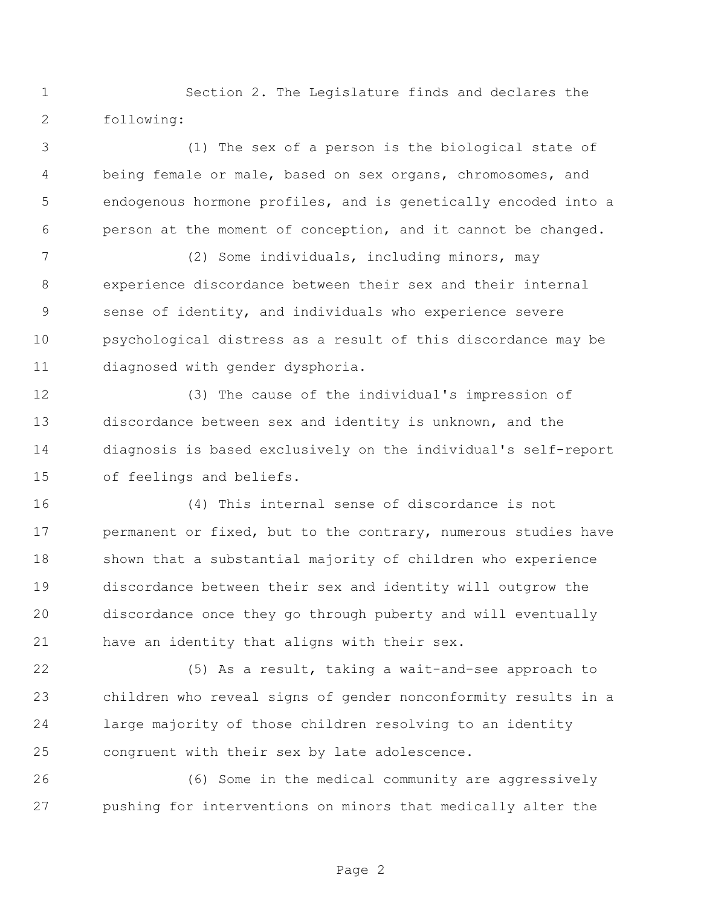Section 2. The Legislature finds and declares the following:

(1) The sex of a person is the biological state of being female or male, based on sex organs, chromosomes, and endogenous hormone profiles, and is genetically encoded into a person at the moment of conception, and it cannot be changed.

(2) Some individuals, including minors, may experience discordance between their sex and their internal sense of identity, and individuals who experience severe psychological distress as a result of this discordance may be diagnosed with gender dysphoria.

(3) The cause of the individual's impression of discordance between sex and identity is unknown, and the diagnosis is based exclusively on the individual's self-report of feelings and beliefs.

(4) This internal sense of discordance is not permanent or fixed, but to the contrary, numerous studies have shown that a substantial majority of children who experience discordance between their sex and identity will outgrow the discordance once they go through puberty and will eventually have an identity that aligns with their sex.

(5) As a result, taking a wait-and-see approach to children who reveal signs of gender nonconformity results in a large majority of those children resolving to an identity congruent with their sex by late adolescence.

(6) Some in the medical community are aggressively pushing for interventions on minors that medically alter the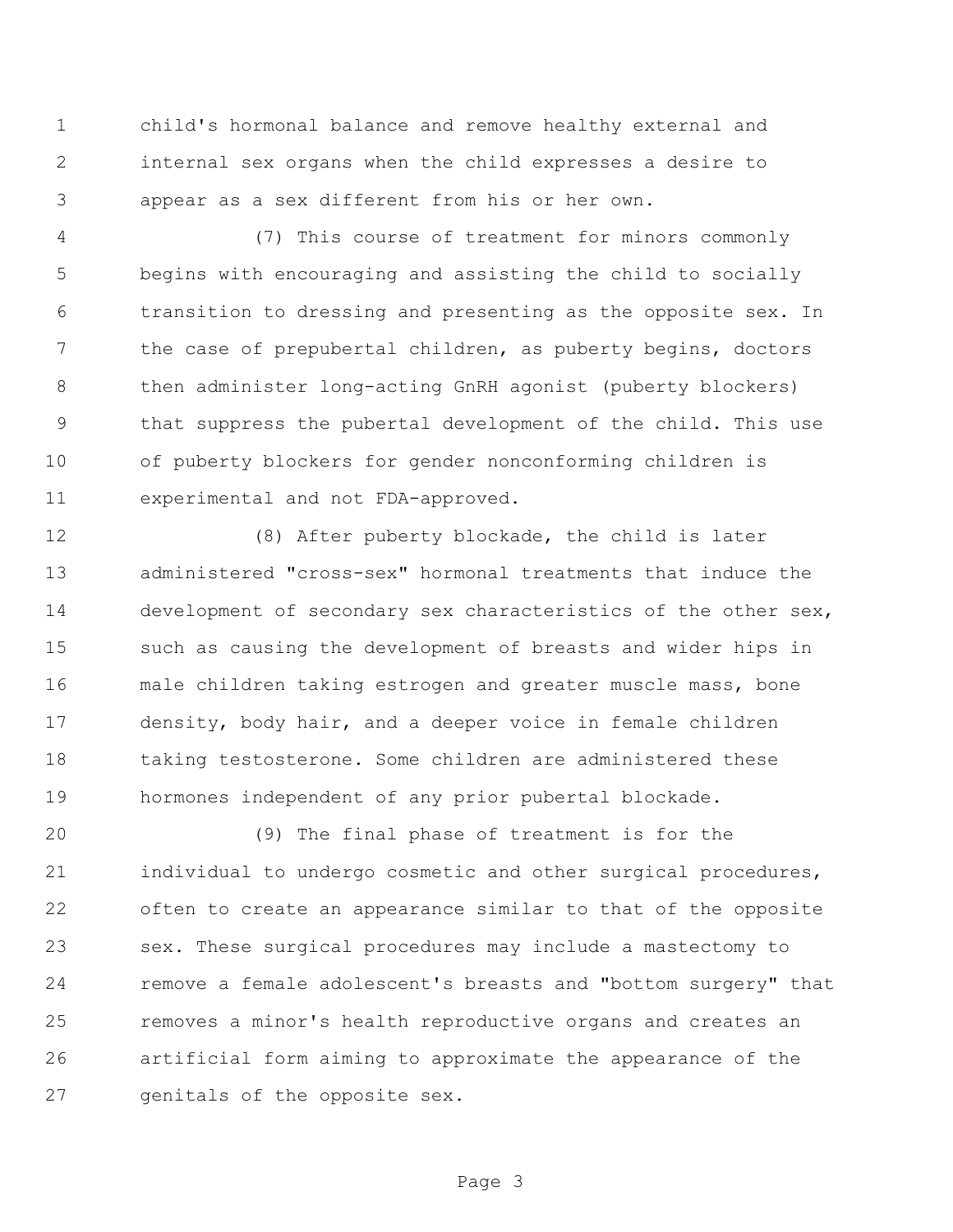child's hormonal balance and remove healthy external and internal sex organs when the child expresses a desire to appear as a sex different from his or her own.

(7) This course of treatment for minors commonly begins with encouraging and assisting the child to socially transition to dressing and presenting as the opposite sex. In the case of prepubertal children, as puberty begins, doctors then administer long-acting GnRH agonist (puberty blockers) that suppress the pubertal development of the child. This use of puberty blockers for gender nonconforming children is experimental and not FDA-approved.

(8) After puberty blockade, the child is later administered "cross-sex" hormonal treatments that induce the development of secondary sex characteristics of the other sex, such as causing the development of breasts and wider hips in male children taking estrogen and greater muscle mass, bone density, body hair, and a deeper voice in female children taking testosterone. Some children are administered these hormones independent of any prior pubertal blockade.

(9) The final phase of treatment is for the individual to undergo cosmetic and other surgical procedures, often to create an appearance similar to that of the opposite sex. These surgical procedures may include a mastectomy to remove a female adolescent's breasts and "bottom surgery" that removes a minor's health reproductive organs and creates an artificial form aiming to approximate the appearance of the genitals of the opposite sex.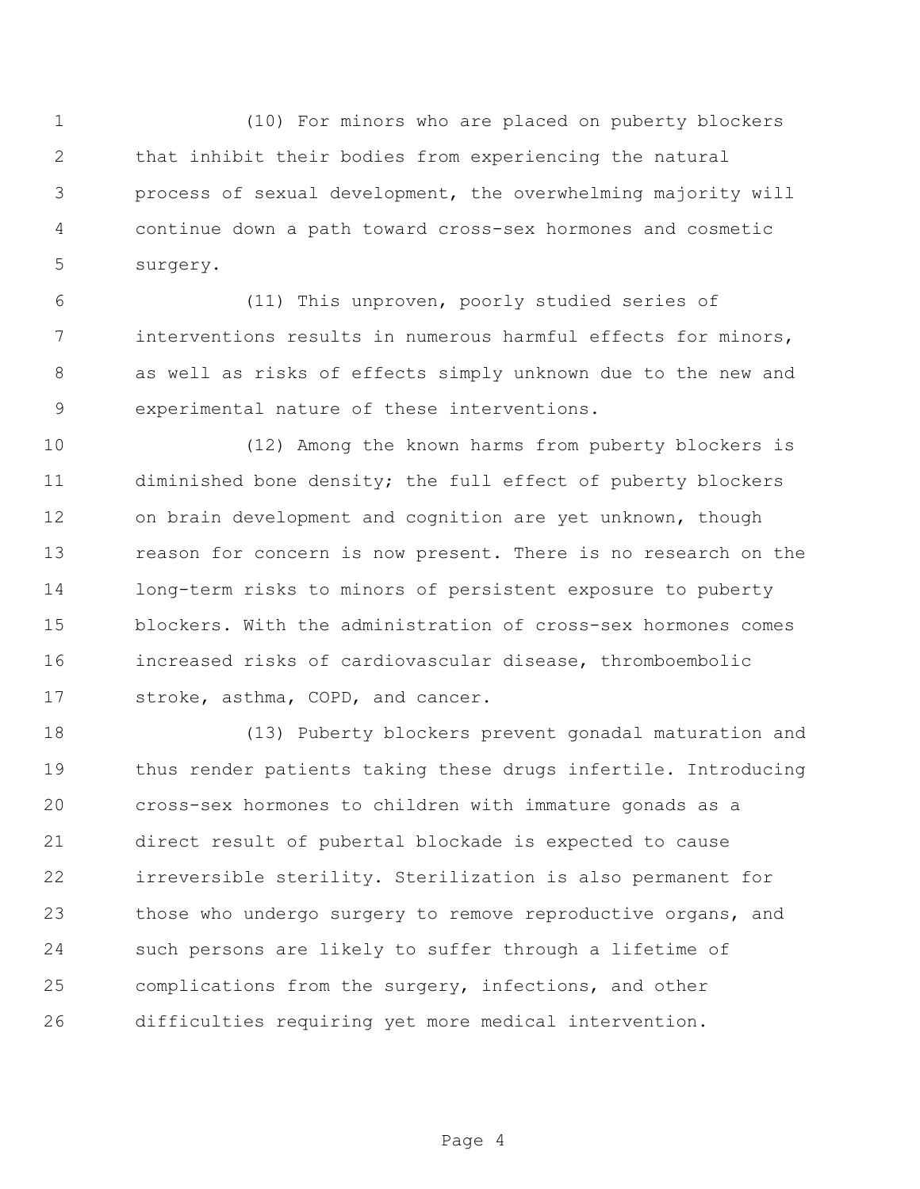(10) For minors who are placed on puberty blockers that inhibit their bodies from experiencing the natural process of sexual development, the overwhelming majority will continue down a path toward cross-sex hormones and cosmetic surgery.

(11) This unproven, poorly studied series of interventions results in numerous harmful effects for minors, as well as risks of effects simply unknown due to the new and experimental nature of these interventions.

(12) Among the known harms from puberty blockers is diminished bone density; the full effect of puberty blockers on brain development and cognition are yet unknown, though reason for concern is now present. There is no research on the long-term risks to minors of persistent exposure to puberty blockers. With the administration of cross-sex hormones comes increased risks of cardiovascular disease, thromboembolic stroke, asthma, COPD, and cancer.

(13) Puberty blockers prevent gonadal maturation and thus render patients taking these drugs infertile. Introducing cross-sex hormones to children with immature gonads as a direct result of pubertal blockade is expected to cause irreversible sterility. Sterilization is also permanent for those who undergo surgery to remove reproductive organs, and such persons are likely to suffer through a lifetime of complications from the surgery, infections, and other difficulties requiring yet more medical intervention.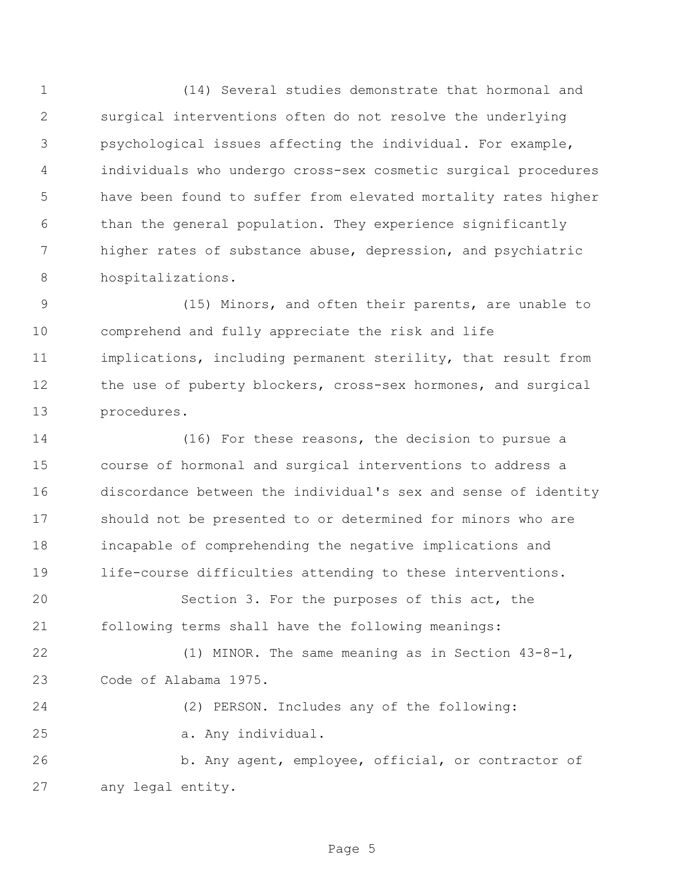(14) Several studies demonstrate that hormonal and surgical interventions often do not resolve the underlying psychological issues affecting the individual. For example, individuals who undergo cross-sex cosmetic surgical procedures have been found to suffer from elevated mortality rates higher than the general population. They experience significantly higher rates of substance abuse, depression, and psychiatric hospitalizations.

(15) Minors, and often their parents, are unable to comprehend and fully appreciate the risk and life implications, including permanent sterility, that result from the use of puberty blockers, cross-sex hormones, and surgical procedures.

(16) For these reasons, the decision to pursue a course of hormonal and surgical interventions to address a discordance between the individual's sex and sense of identity should not be presented to or determined for minors who are incapable of comprehending the negative implications and life-course difficulties attending to these interventions.

Section 3. For the purposes of this act, the following terms shall have the following meanings:

(1) MINOR. The same meaning as in Section 43-8-1, Code of Alabama 1975.

(2) PERSON. Includes any of the following:

a. Any individual.

b. Any agent, employee, official, or contractor of any legal entity.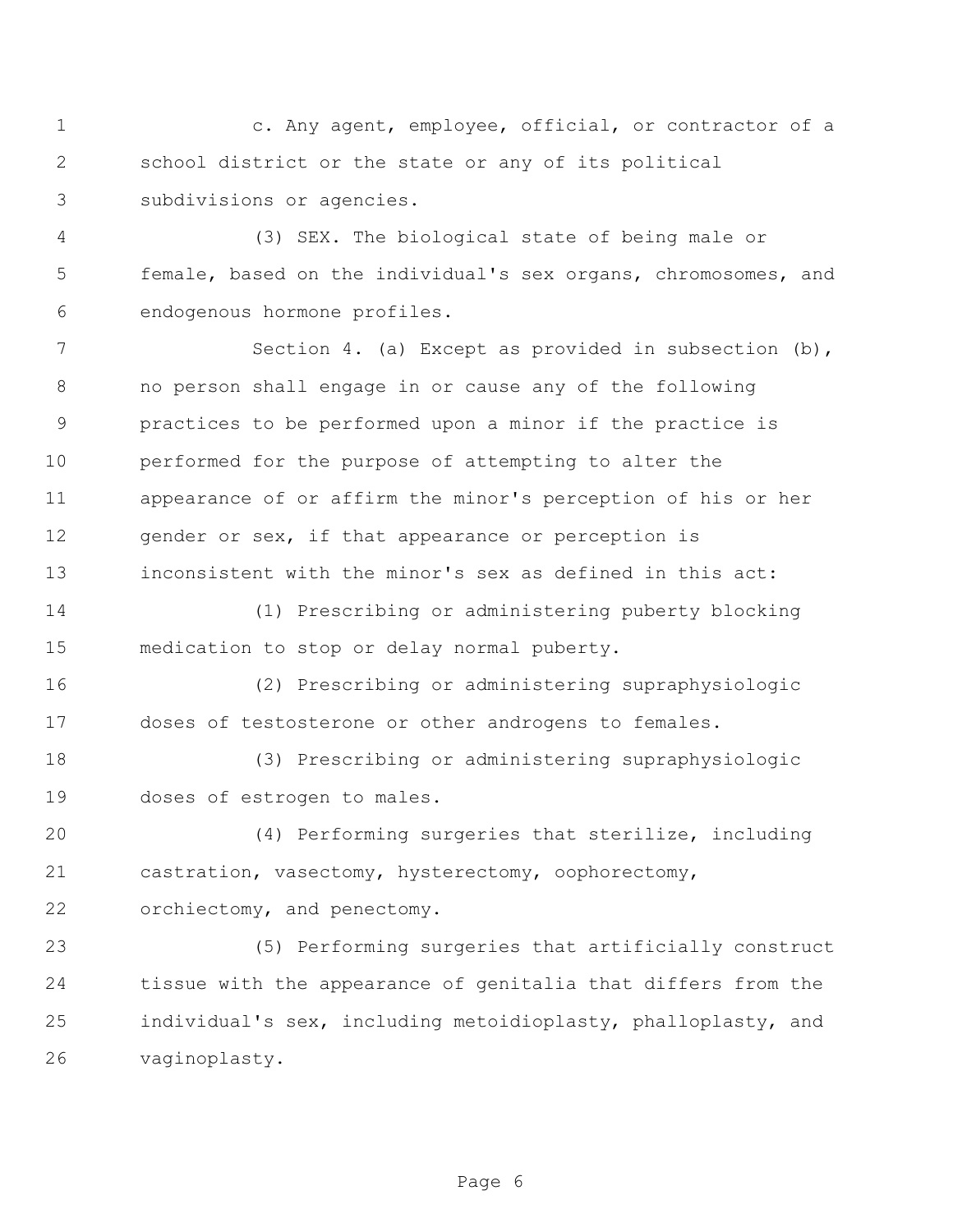c. Any agent, employee, official, or contractor of a school district or the state or any of its political subdivisions or agencies.

(3) SEX. The biological state of being male or female, based on the individual's sex organs, chromosomes, and endogenous hormone profiles.

Section 4. (a) Except as provided in subsection (b), no person shall engage in or cause any of the following practices to be performed upon a minor if the practice is performed for the purpose of attempting to alter the appearance of or affirm the minor's perception of his or her gender or sex, if that appearance or perception is inconsistent with the minor's sex as defined in this act:

(1) Prescribing or administering puberty blocking medication to stop or delay normal puberty.

(2) Prescribing or administering supraphysiologic doses of testosterone or other androgens to females.

(3) Prescribing or administering supraphysiologic doses of estrogen to males.

(4) Performing surgeries that sterilize, including castration, vasectomy, hysterectomy, oophorectomy, orchiectomy, and penectomy.

(5) Performing surgeries that artificially construct tissue with the appearance of genitalia that differs from the individual's sex, including metoidioplasty, phalloplasty, and vaginoplasty.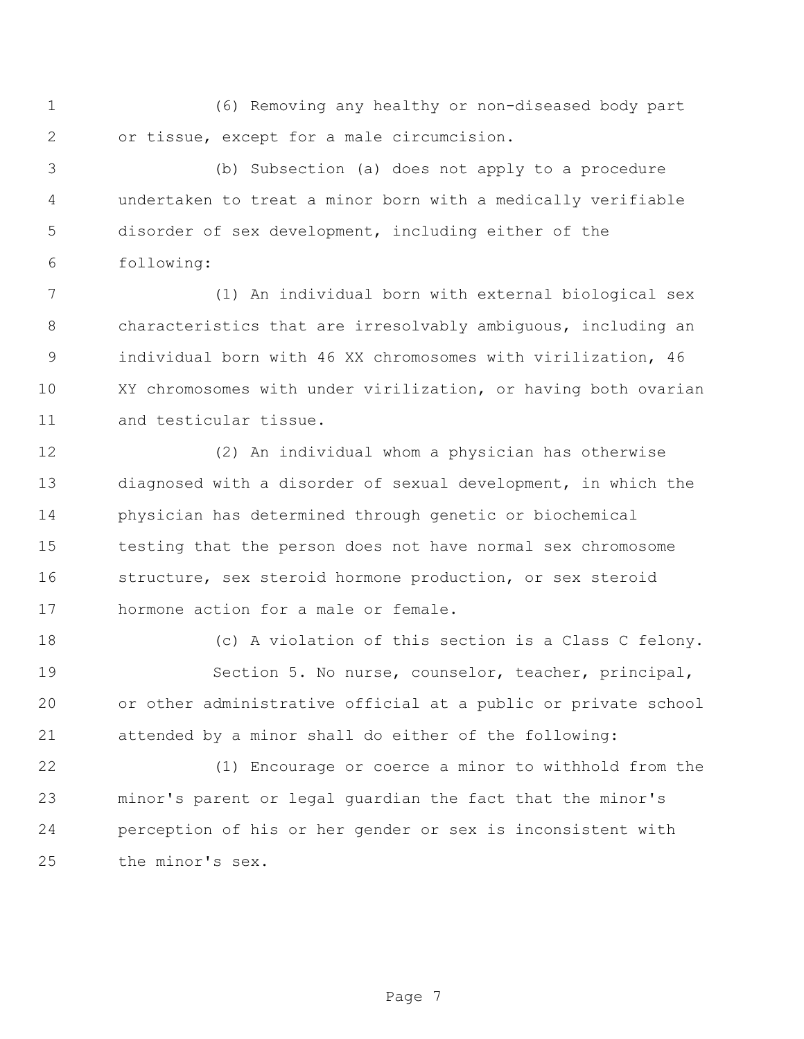(6) Removing any healthy or non-diseased body part or tissue, except for a male circumcision.

(b) Subsection (a) does not apply to a procedure undertaken to treat a minor born with a medically verifiable disorder of sex development, including either of the following:

(1) An individual born with external biological sex characteristics that are irresolvably ambiguous, including an individual born with 46 XX chromosomes with virilization, 46 XY chromosomes with under virilization, or having both ovarian and testicular tissue.

(2) An individual whom a physician has otherwise diagnosed with a disorder of sexual development, in which the physician has determined through genetic or biochemical testing that the person does not have normal sex chromosome structure, sex steroid hormone production, or sex steroid hormone action for a male or female.

(c) A violation of this section is a Class C felony.

Section 5. No nurse, counselor, teacher, principal, or other administrative official at a public or private school attended by a minor shall do either of the following:

(1) Encourage or coerce a minor to withhold from the minor's parent or legal guardian the fact that the minor's perception of his or her gender or sex is inconsistent with the minor's sex.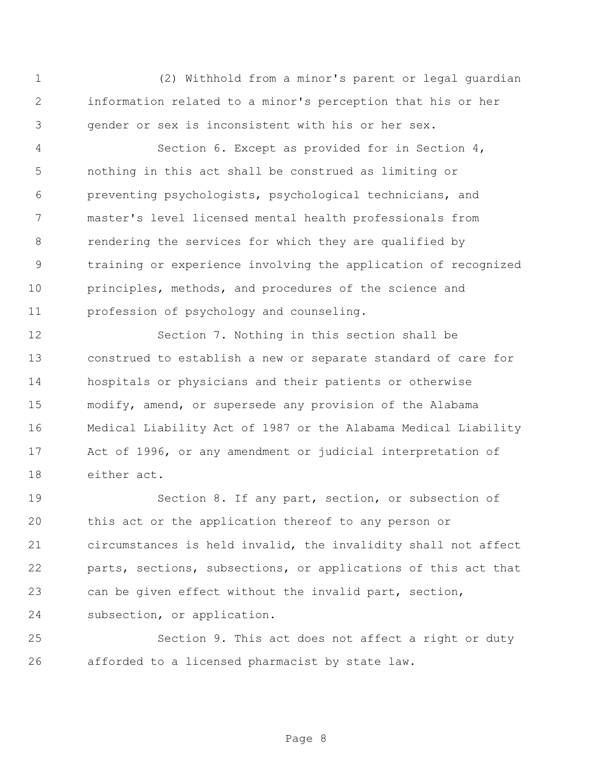(2) Withhold from a minor's parent or legal guardian information related to a minor's perception that his or her gender or sex is inconsistent with his or her sex.

Section 6. Except as provided for in Section 4, nothing in this act shall be construed as limiting or preventing psychologists, psychological technicians, and master's level licensed mental health professionals from rendering the services for which they are qualified by training or experience involving the application of recognized principles, methods, and procedures of the science and profession of psychology and counseling.

Section 7. Nothing in this section shall be construed to establish a new or separate standard of care for hospitals or physicians and their patients or otherwise modify, amend, or supersede any provision of the Alabama Medical Liability Act of 1987 or the Alabama Medical Liability Act of 1996, or any amendment or judicial interpretation of either act.

Section 8. If any part, section, or subsection of this act or the application thereof to any person or circumstances is held invalid, the invalidity shall not affect parts, sections, subsections, or applications of this act that can be given effect without the invalid part, section, subsection, or application.

Section 9. This act does not affect a right or duty afforded to a licensed pharmacist by state law.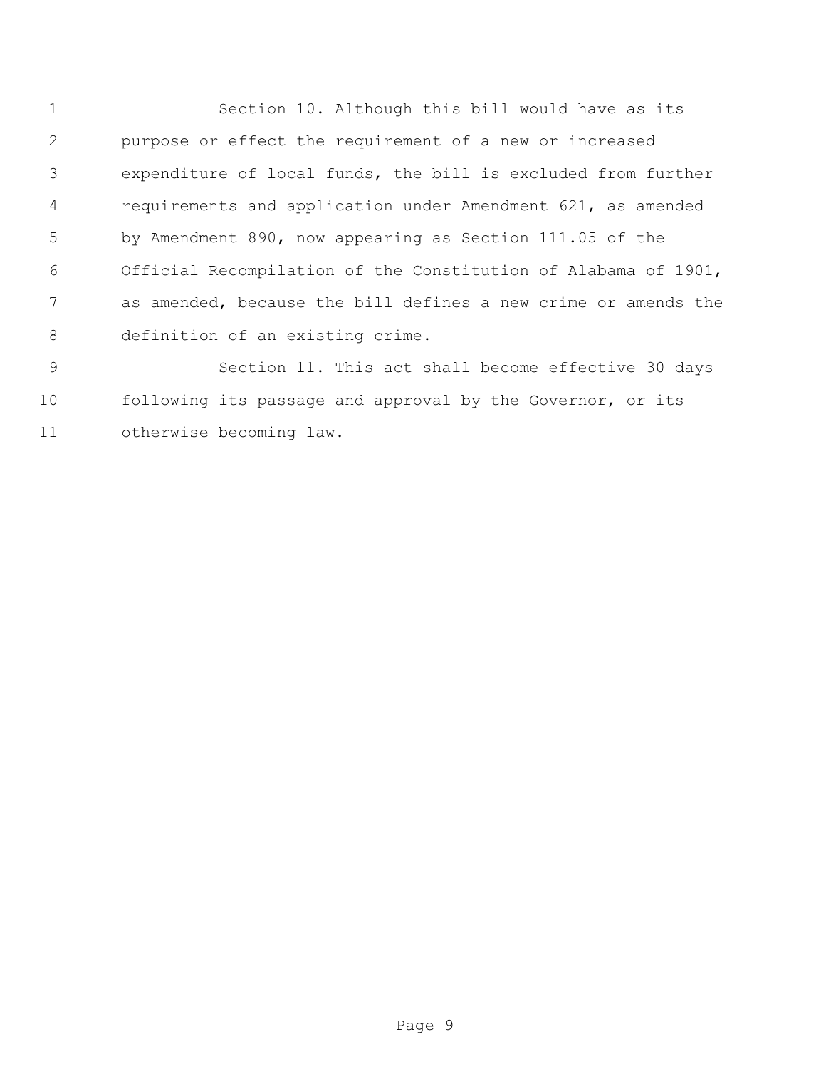Section 10. Although this bill would have as its purpose or effect the requirement of a new or increased expenditure of local funds, the bill is excluded from further requirements and application under Amendment 621, as amended by Amendment 890, now appearing as Section 111.05 of the Official Recompilation of the Constitution of Alabama of 1901, as amended, because the bill defines a new crime or amends the definition of an existing crime.

Section 11. This act shall become effective 30 days following its passage and approval by the Governor, or its otherwise becoming law.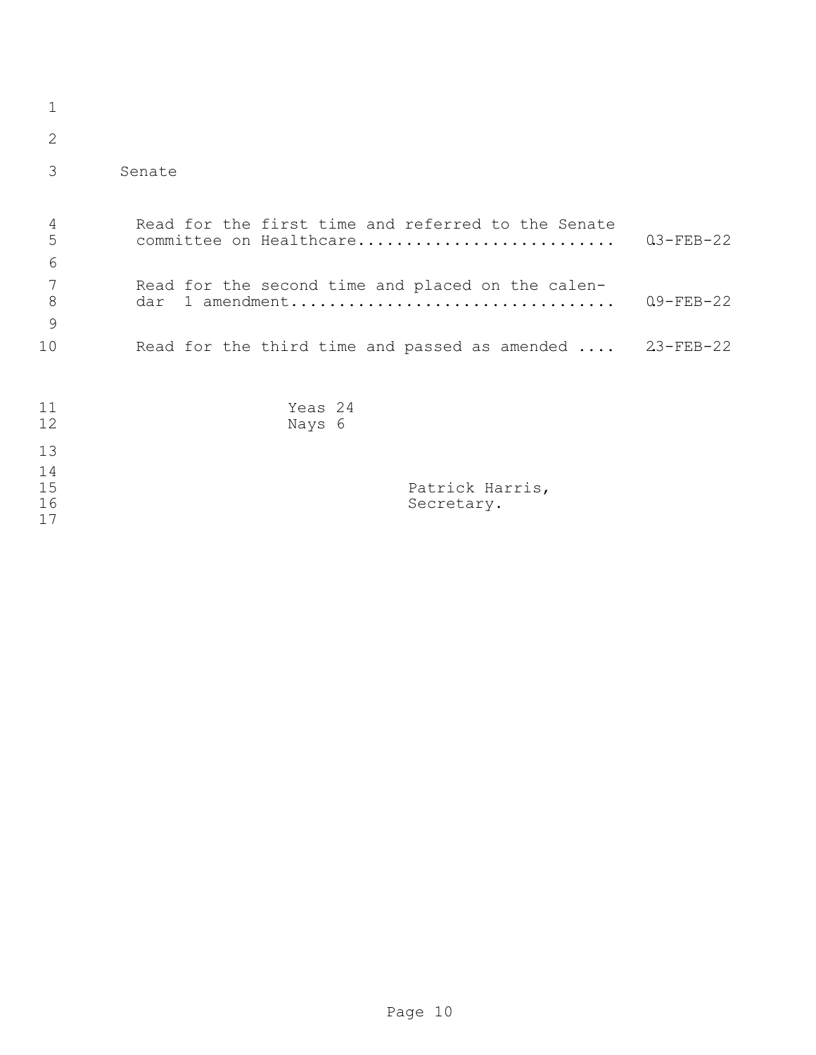Senate

Read for the first time and referred to the Senate committee on Healthcare.......................... 03-FEB-22

Read for the second time and placed on the calendar 1 amendment................................. 09-FEB-22

Read for the third time and passed as amended .... 23-FEB-22

Yeas 24
Nays 6

Patrick Harris,
Secretary.